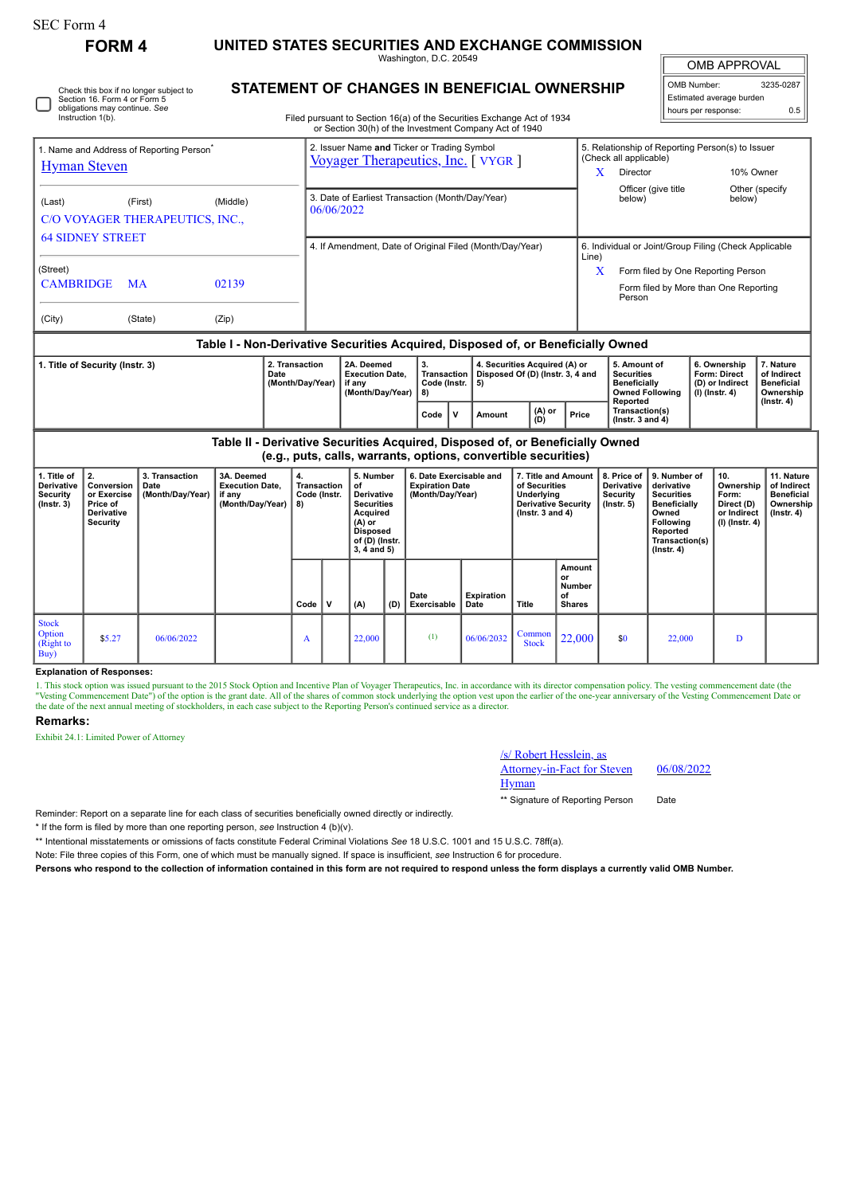SEC Form 4

# FORM 4

## UNITED STATES SECURITIES AND EXCHANGE COMMISSION

Washington, D.C. 20549

## STATEMENT OF CHANGES IN BENEFICIAL OWNERSHIP

Check this box if no longer subject to Section 16. Form 4 or Form 5 obligations may continue. *See* Instruction 1(b).

Filed pursuant to Section 16(a) of the Securities Exchange Act of 1934 or Section 30(h) of the Investment Company Act of 1940

| OMB APPROVAL | |
|---|---|
| OMB Number: | 3235-0287 |
| Estimated average burden | |
| hours per response: | 0.5 |

1. Name and Address of Reporting Person*
Hyman Steven

(Last) (First) (Middle)
C/O VOYAGER THERAPEUTICS, INC.,
64 SIDNEY STREET

(Street)
CAMBRIDGE MA 02139

(City) (State) (Zip)

2. Issuer Name **and** Ticker or Trading Symbol
Voyager Therapeutics, Inc. [ VYGR ]

3. Date of Earliest Transaction (Month/Day/Year)
06/06/2022

4. If Amendment, Date of Original Filed (Month/Day/Year)

5. Relationship of Reporting Person(s) to Issuer (Check all applicable)
X Director
10% Owner
Officer (give title below)
Other (specify below)

6. Individual or Joint/Group Filing (Check Applicable Line)
X Form filed by One Reporting Person
Form filed by More than One Reporting Person

### Table I - Non-Derivative Securities Acquired, Disposed of, or Beneficially Owned

| 1. Title of Security (Instr. 3) | 2. Transaction Date (Month/Day/Year) | 2A. Deemed Execution Date, if any (Month/Day/Year) | 3. Transaction Code (Instr. 8) | | 4. Securities Acquired (A) or Disposed Of (D) (Instr. 3, 4 and 5) | | | 5. Amount of Securities Beneficially Owned Following Reported Transaction(s) (Instr. 3 and 4) | 6. Ownership Form: Direct (D) or Indirect (I) (Instr. 4) | 7. Nature of Indirect Beneficial Ownership (Instr. 4) |
|---|---|---|---|---|---|---|---|---|---|---|
| | | | Code | V | Amount | (A) or (D) | Price | | | |

### Table II - Derivative Securities Acquired, Disposed of, or Beneficially Owned (e.g., puts, calls, warrants, options, convertible securities)

| 1. Title of Derivative Security (Instr. 3) | 2. Conversion or Exercise Price of Derivative Security | 3. Transaction Date (Month/Day/Year) | 3A. Deemed Execution Date, if any (Month/Day/Year) | 4. Transaction Code (Instr. 8) | | 5. Number of Derivative Securities Acquired (A) or Disposed of (D) (Instr. 3, 4 and 5) | | 6. Date Exercisable and Expiration Date (Month/Day/Year) | | 7. Title and Amount of Securities Underlying Derivative Security (Instr. 3 and 4) | | 8. Price of Derivative Security (Instr. 5) | 9. Number of derivative Securities Beneficially Owned Following Reported Transaction(s) (Instr. 4) | 10. Ownership Form: Direct (D) or Indirect (I) (Instr. 4) | 11. Nature of Indirect Beneficial Ownership (Instr. 4) |
|---|---|---|---|---|---|---|---|---|---|---|---|---|---|---|---|
| | | | | Code | V | (A) | (D) | Date Exercisable | Expiration Date | Title | Amount or Number of Shares | | | | |
| Stock Option (Right to Buy) | $5.27 | 06/06/2022 | | A | | 22,000 | | (1) | 06/06/2032 | Common Stock | 22,000 | $0 | 22,000 | D | |

**Explanation of Responses:**

1. This stock option was issued pursuant to the 2015 Stock Option and Incentive Plan of Voyager Therapeutics, Inc. in accordance with its director compensation policy. The vesting commencement date (the "Vesting Commencement Date") of the option is the grant date. All of the shares of common stock underlying the option vest upon the earlier of the one-year anniversary of the Vesting Commencement Date or the date of the next annual meeting of stockholders, in each case subject to the Reporting Person's continued service as a director.

**Remarks:**

Exhibit 24.1: Limited Power of Attorney

/s/ Robert Hesslein, as Attorney-in-Fact for Steven Hyman — 06/08/2022

** Signature of Reporting Person — Date

Reminder: Report on a separate line for each class of securities beneficially owned directly or indirectly.

* If the form is filed by more than one reporting person, *see* Instruction 4 (b)(v).

** Intentional misstatements or omissions of facts constitute Federal Criminal Violations *See* 18 U.S.C. 1001 and 15 U.S.C. 78ff(a).

Note: File three copies of this Form, one of which must be manually signed. If space is insufficient, *see* Instruction 6 for procedure.

**Persons who respond to the collection of information contained in this form are not required to respond unless the form displays a currently valid OMB Number.**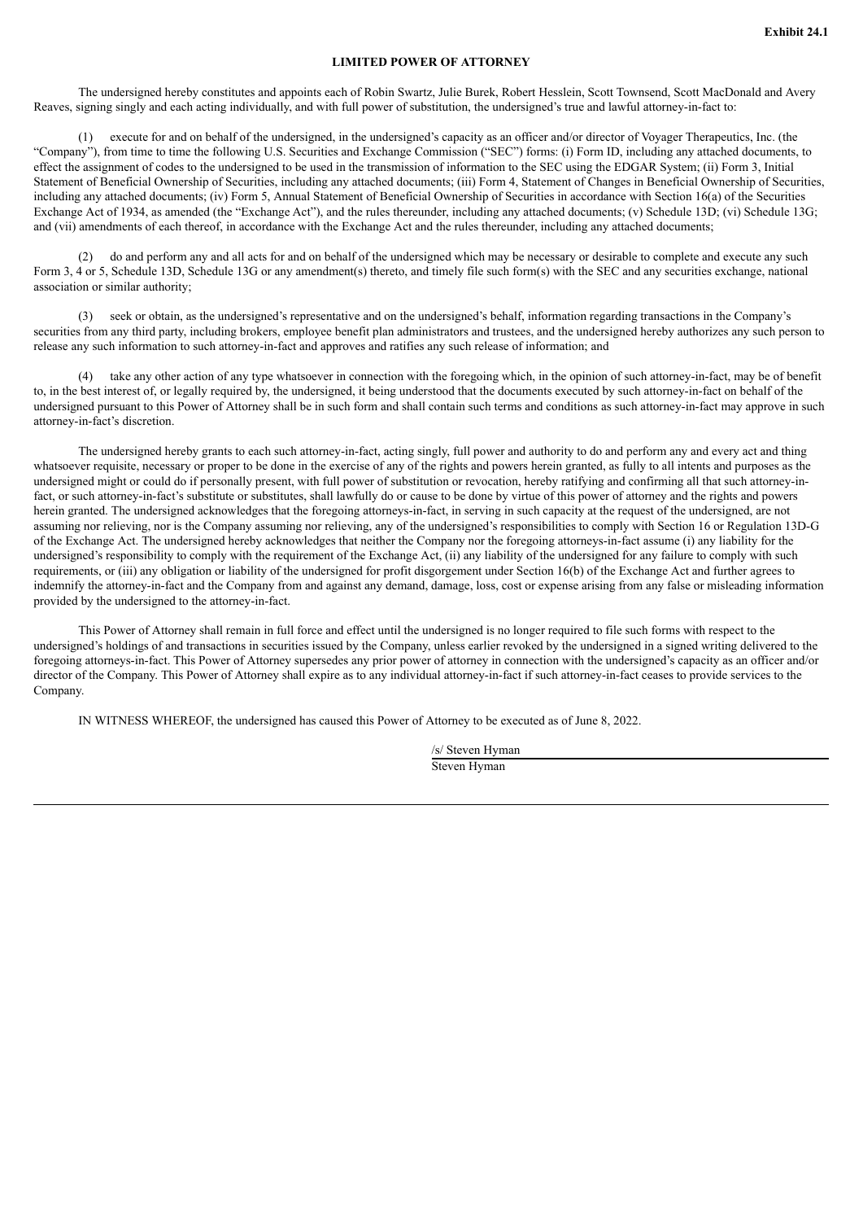**Exhibit 24.1**

**LIMITED POWER OF ATTORNEY**

The undersigned hereby constitutes and appoints each of Robin Swartz, Julie Burek, Robert Hesslein, Scott Townsend, Scott MacDonald and Avery Reaves, signing singly and each acting individually, and with full power of substitution, the undersigned's true and lawful attorney-in-fact to:

(1) execute for and on behalf of the undersigned, in the undersigned's capacity as an officer and/or director of Voyager Therapeutics, Inc. (the "Company"), from time to time the following U.S. Securities and Exchange Commission ("SEC") forms: (i) Form ID, including any attached documents, to effect the assignment of codes to the undersigned to be used in the transmission of information to the SEC using the EDGAR System; (ii) Form 3, Initial Statement of Beneficial Ownership of Securities, including any attached documents; (iii) Form 4, Statement of Changes in Beneficial Ownership of Securities, including any attached documents; (iv) Form 5, Annual Statement of Beneficial Ownership of Securities in accordance with Section 16(a) of the Securities Exchange Act of 1934, as amended (the "Exchange Act"), and the rules thereunder, including any attached documents; (v) Schedule 13D; (vi) Schedule 13G; and (vii) amendments of each thereof, in accordance with the Exchange Act and the rules thereunder, including any attached documents;

(2) do and perform any and all acts for and on behalf of the undersigned which may be necessary or desirable to complete and execute any such Form 3, 4 or 5, Schedule 13D, Schedule 13G or any amendment(s) thereto, and timely file such form(s) with the SEC and any securities exchange, national association or similar authority;

(3) seek or obtain, as the undersigned's representative and on the undersigned's behalf, information regarding transactions in the Company's securities from any third party, including brokers, employee benefit plan administrators and trustees, and the undersigned hereby authorizes any such person to release any such information to such attorney-in-fact and approves and ratifies any such release of information; and

(4) take any other action of any type whatsoever in connection with the foregoing which, in the opinion of such attorney-in-fact, may be of benefit to, in the best interest of, or legally required by, the undersigned, it being understood that the documents executed by such attorney-in-fact on behalf of the undersigned pursuant to this Power of Attorney shall be in such form and shall contain such terms and conditions as such attorney-in-fact may approve in such attorney-in-fact's discretion.

The undersigned hereby grants to each such attorney-in-fact, acting singly, full power and authority to do and perform any and every act and thing whatsoever requisite, necessary or proper to be done in the exercise of any of the rights and powers herein granted, as fully to all intents and purposes as the undersigned might or could do if personally present, with full power of substitution or revocation, hereby ratifying and confirming all that such attorney-in-fact, or such attorney-in-fact's substitute or substitutes, shall lawfully do or cause to be done by virtue of this power of attorney and the rights and powers herein granted. The undersigned acknowledges that the foregoing attorneys-in-fact, in serving in such capacity at the request of the undersigned, are not assuming nor relieving, nor is the Company assuming nor relieving, any of the undersigned's responsibilities to comply with Section 16 or Regulation 13D-G of the Exchange Act. The undersigned hereby acknowledges that neither the Company nor the foregoing attorneys-in-fact assume (i) any liability for the undersigned's responsibility to comply with the requirement of the Exchange Act, (ii) any liability of the undersigned for any failure to comply with such requirements, or (iii) any obligation or liability of the undersigned for profit disgorgement under Section 16(b) of the Exchange Act and further agrees to indemnify the attorney-in-fact and the Company from and against any demand, damage, loss, cost or expense arising from any false or misleading information provided by the undersigned to the attorney-in-fact.

This Power of Attorney shall remain in full force and effect until the undersigned is no longer required to file such forms with respect to the undersigned's holdings of and transactions in securities issued by the Company, unless earlier revoked by the undersigned in a signed writing delivered to the foregoing attorneys-in-fact. This Power of Attorney supersedes any prior power of attorney in connection with the undersigned's capacity as an officer and/or director of the Company. This Power of Attorney shall expire as to any individual attorney-in-fact if such attorney-in-fact ceases to provide services to the Company.

IN WITNESS WHEREOF, the undersigned has caused this Power of Attorney to be executed as of June 8, 2022.

/s/ Steven Hyman

Steven Hyman